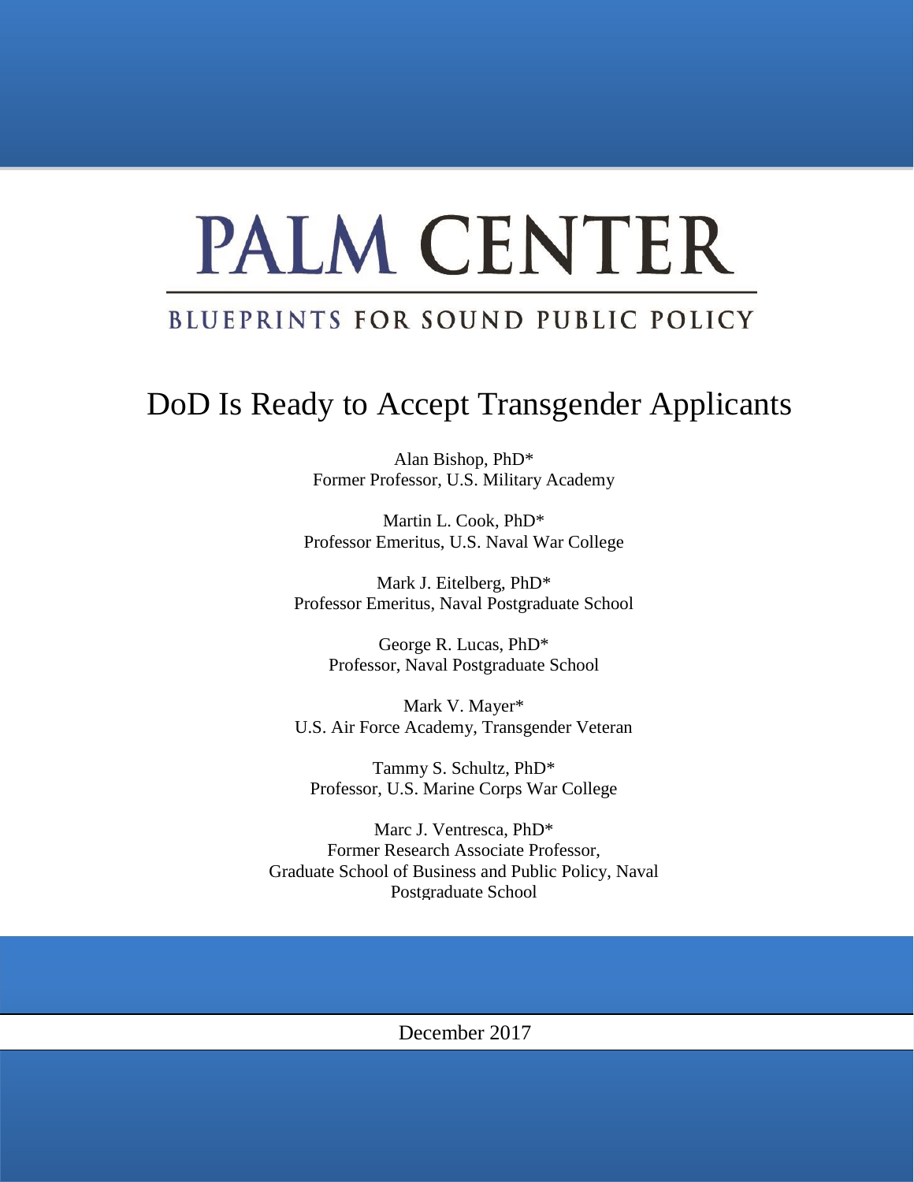# PALM CENTER

## BLUEPRINTS FOR SOUND PUBLIC POLICY

# DoD Is Ready to Accept Transgender Applicants

Alan Bishop, PhD*
Former Professor, U.S. Military Academy

Martin L. Cook, PhD*
Professor Emeritus, U.S. Naval War College

Mark J. Eitelberg, PhD*
Professor Emeritus, Naval Postgraduate School

George R. Lucas, PhD*
Professor, Naval Postgraduate School

Mark V. Mayer*
U.S. Air Force Academy, Transgender Veteran

Tammy S. Schultz, PhD*
Professor, U.S. Marine Corps War College

Marc J. Ventresca, PhD*
Former Research Associate Professor,
Graduate School of Business and Public Policy, Naval Postgraduate School

December 2017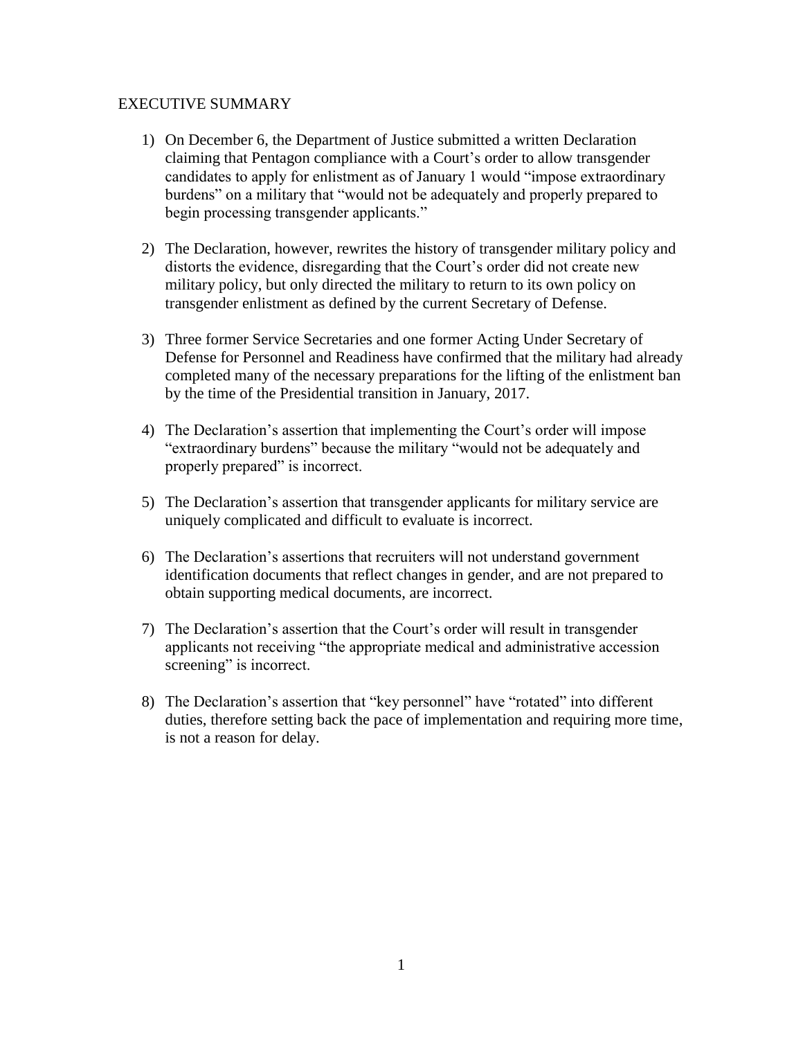## EXECUTIVE SUMMARY

1) On December 6, the Department of Justice submitted a written Declaration claiming that Pentagon compliance with a Court's order to allow transgender candidates to apply for enlistment as of January 1 would "impose extraordinary burdens" on a military that "would not be adequately and properly prepared to begin processing transgender applicants."

2) The Declaration, however, rewrites the history of transgender military policy and distorts the evidence, disregarding that the Court's order did not create new military policy, but only directed the military to return to its own policy on transgender enlistment as defined by the current Secretary of Defense.

3) Three former Service Secretaries and one former Acting Under Secretary of Defense for Personnel and Readiness have confirmed that the military had already completed many of the necessary preparations for the lifting of the enlistment ban by the time of the Presidential transition in January, 2017.

4) The Declaration's assertion that implementing the Court's order will impose "extraordinary burdens" because the military "would not be adequately and properly prepared" is incorrect.

5) The Declaration's assertion that transgender applicants for military service are uniquely complicated and difficult to evaluate is incorrect.

6) The Declaration's assertions that recruiters will not understand government identification documents that reflect changes in gender, and are not prepared to obtain supporting medical documents, are incorrect.

7) The Declaration's assertion that the Court's order will result in transgender applicants not receiving "the appropriate medical and administrative accession screening" is incorrect.

8) The Declaration's assertion that "key personnel" have "rotated" into different duties, therefore setting back the pace of implementation and requiring more time, is not a reason for delay.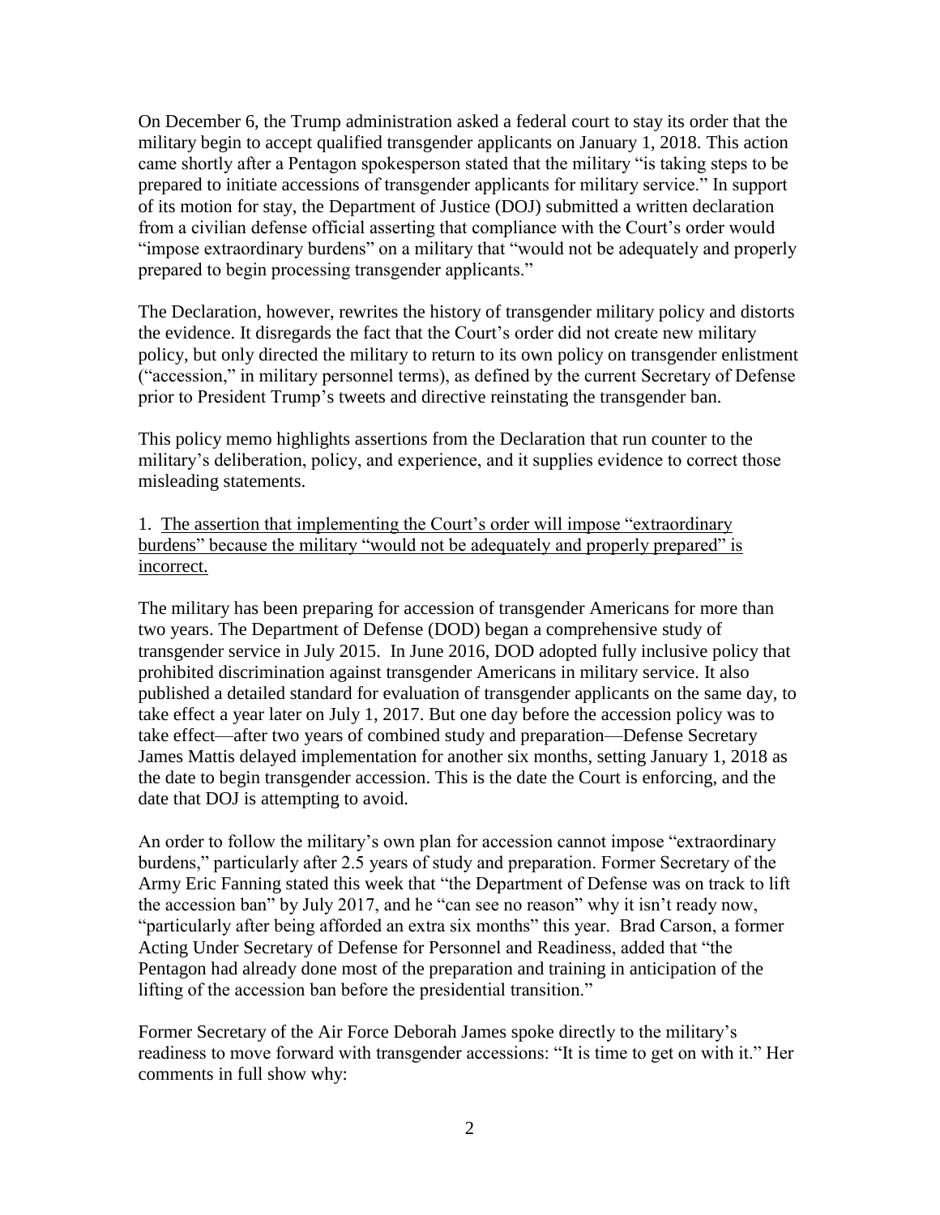On December 6, the Trump administration asked a federal court to stay its order that the military begin to accept qualified transgender applicants on January 1, 2018. This action came shortly after a Pentagon spokesperson stated that the military "is taking steps to be prepared to initiate accessions of transgender applicants for military service." In support of its motion for stay, the Department of Justice (DOJ) submitted a written declaration from a civilian defense official asserting that compliance with the Court's order would "impose extraordinary burdens" on a military that "would not be adequately and properly prepared to begin processing transgender applicants."

The Declaration, however, rewrites the history of transgender military policy and distorts the evidence. It disregards the fact that the Court's order did not create new military policy, but only directed the military to return to its own policy on transgender enlistment ("accession," in military personnel terms), as defined by the current Secretary of Defense prior to President Trump's tweets and directive reinstating the transgender ban.

This policy memo highlights assertions from the Declaration that run counter to the military's deliberation, policy, and experience, and it supplies evidence to correct those misleading statements.

1. <u>The assertion that implementing the Court's order will impose "extraordinary burdens" because the military "would not be adequately and properly prepared" is incorrect.</u>

The military has been preparing for accession of transgender Americans for more than two years. The Department of Defense (DOD) began a comprehensive study of transgender service in July 2015. In June 2016, DOD adopted fully inclusive policy that prohibited discrimination against transgender Americans in military service. It also published a detailed standard for evaluation of transgender applicants on the same day, to take effect a year later on July 1, 2017. But one day before the accession policy was to take effect—after two years of combined study and preparation—Defense Secretary James Mattis delayed implementation for another six months, setting January 1, 2018 as the date to begin transgender accession. This is the date the Court is enforcing, and the date that DOJ is attempting to avoid.

An order to follow the military's own plan for accession cannot impose "extraordinary burdens," particularly after 2.5 years of study and preparation. Former Secretary of the Army Eric Fanning stated this week that "the Department of Defense was on track to lift the accession ban" by July 2017, and he "can see no reason" why it isn't ready now, "particularly after being afforded an extra six months" this year. Brad Carson, a former Acting Under Secretary of Defense for Personnel and Readiness, added that "the Pentagon had already done most of the preparation and training in anticipation of the lifting of the accession ban before the presidential transition."

Former Secretary of the Air Force Deborah James spoke directly to the military's readiness to move forward with transgender accessions: "It is time to get on with it." Her comments in full show why: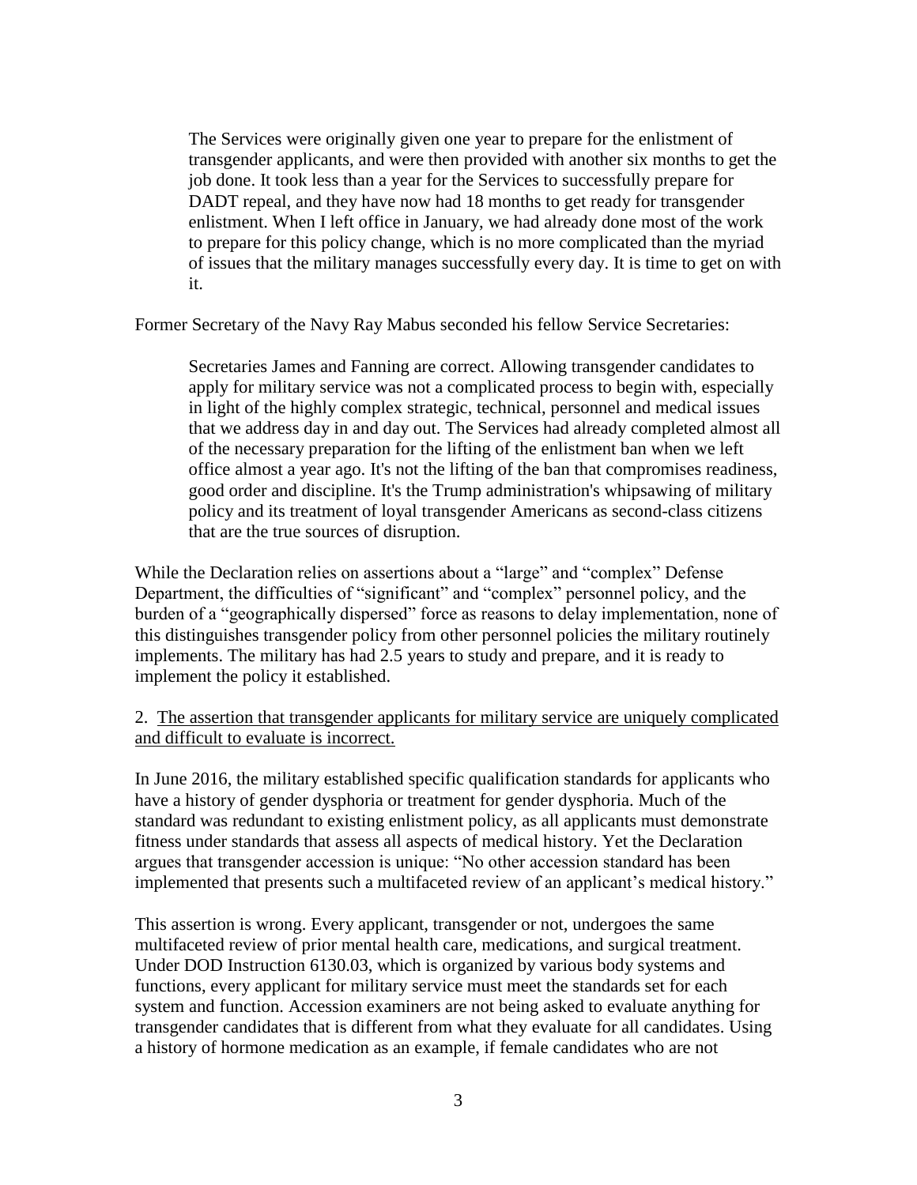> The Services were originally given one year to prepare for the enlistment of transgender applicants, and were then provided with another six months to get the job done. It took less than a year for the Services to successfully prepare for DADT repeal, and they have now had 18 months to get ready for transgender enlistment. When I left office in January, we had already done most of the work to prepare for this policy change, which is no more complicated than the myriad of issues that the military manages successfully every day. It is time to get on with it.

Former Secretary of the Navy Ray Mabus seconded his fellow Service Secretaries:

> Secretaries James and Fanning are correct. Allowing transgender candidates to apply for military service was not a complicated process to begin with, especially in light of the highly complex strategic, technical, personnel and medical issues that we address day in and day out. The Services had already completed almost all of the necessary preparation for the lifting of the enlistment ban when we left office almost a year ago. It's not the lifting of the ban that compromises readiness, good order and discipline. It's the Trump administration's whipsawing of military policy and its treatment of loyal transgender Americans as second-class citizens that are the true sources of disruption.

While the Declaration relies on assertions about a "large" and "complex" Defense Department, the difficulties of "significant" and "complex" personnel policy, and the burden of a "geographically dispersed" force as reasons to delay implementation, none of this distinguishes transgender policy from other personnel policies the military routinely implements. The military has had 2.5 years to study and prepare, and it is ready to implement the policy it established.

2. <u>The assertion that transgender applicants for military service are uniquely complicated and difficult to evaluate is incorrect.</u>

In June 2016, the military established specific qualification standards for applicants who have a history of gender dysphoria or treatment for gender dysphoria. Much of the standard was redundant to existing enlistment policy, as all applicants must demonstrate fitness under standards that assess all aspects of medical history. Yet the Declaration argues that transgender accession is unique: "No other accession standard has been implemented that presents such a multifaceted review of an applicant's medical history."

This assertion is wrong. Every applicant, transgender or not, undergoes the same multifaceted review of prior mental health care, medications, and surgical treatment. Under DOD Instruction 6130.03, which is organized by various body systems and functions, every applicant for military service must meet the standards set for each system and function. Accession examiners are not being asked to evaluate anything for transgender candidates that is different from what they evaluate for all candidates. Using a history of hormone medication as an example, if female candidates who are not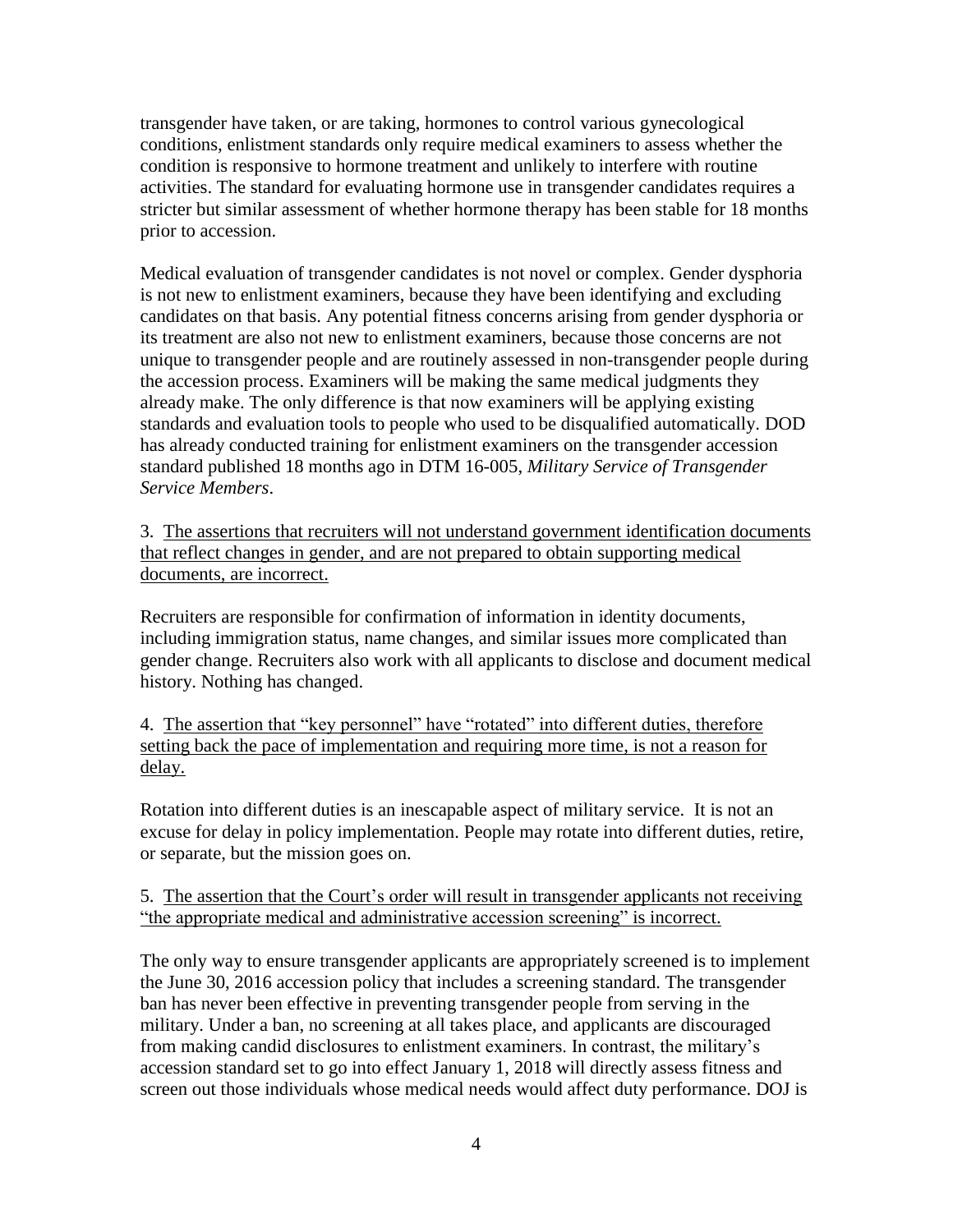transgender have taken, or are taking, hormones to control various gynecological conditions, enlistment standards only require medical examiners to assess whether the condition is responsive to hormone treatment and unlikely to interfere with routine activities. The standard for evaluating hormone use in transgender candidates requires a stricter but similar assessment of whether hormone therapy has been stable for 18 months prior to accession.

Medical evaluation of transgender candidates is not novel or complex. Gender dysphoria is not new to enlistment examiners, because they have been identifying and excluding candidates on that basis. Any potential fitness concerns arising from gender dysphoria or its treatment are also not new to enlistment examiners, because those concerns are not unique to transgender people and are routinely assessed in non-transgender people during the accession process. Examiners will be making the same medical judgments they already make. The only difference is that now examiners will be applying existing standards and evaluation tools to people who used to be disqualified automatically. DOD has already conducted training for enlistment examiners on the transgender accession standard published 18 months ago in DTM 16-005, *Military Service of Transgender Service Members*.

3. <u>The assertions that recruiters will not understand government identification documents that reflect changes in gender, and are not prepared to obtain supporting medical documents, are incorrect.</u>

Recruiters are responsible for confirmation of information in identity documents, including immigration status, name changes, and similar issues more complicated than gender change. Recruiters also work with all applicants to disclose and document medical history. Nothing has changed.

4. <u>The assertion that "key personnel" have "rotated" into different duties, therefore setting back the pace of implementation and requiring more time, is not a reason for delay.</u>

Rotation into different duties is an inescapable aspect of military service. It is not an excuse for delay in policy implementation. People may rotate into different duties, retire, or separate, but the mission goes on.

5. <u>The assertion that the Court's order will result in transgender applicants not receiving "the appropriate medical and administrative accession screening" is incorrect.</u>

The only way to ensure transgender applicants are appropriately screened is to implement the June 30, 2016 accession policy that includes a screening standard. The transgender ban has never been effective in preventing transgender people from serving in the military. Under a ban, no screening at all takes place, and applicants are discouraged from making candid disclosures to enlistment examiners. In contrast, the military's accession standard set to go into effect January 1, 2018 will directly assess fitness and screen out those individuals whose medical needs would affect duty performance. DOJ is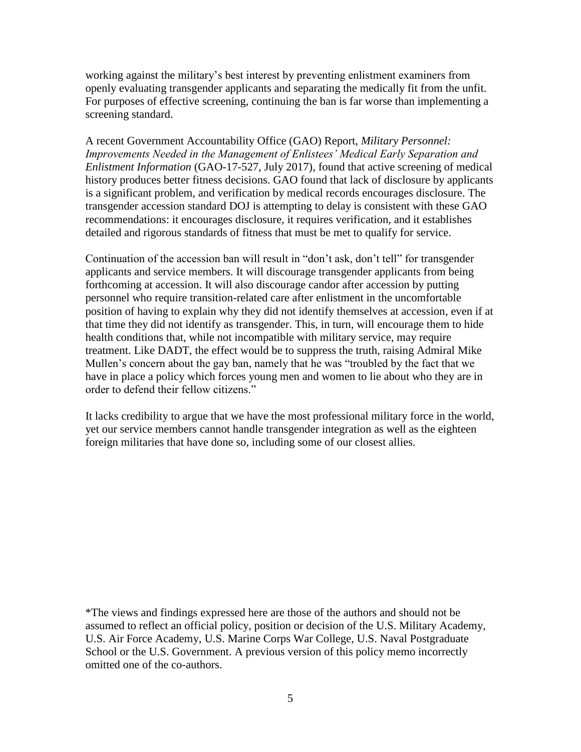working against the military's best interest by preventing enlistment examiners from openly evaluating transgender applicants and separating the medically fit from the unfit. For purposes of effective screening, continuing the ban is far worse than implementing a screening standard.

A recent Government Accountability Office (GAO) Report, *Military Personnel: Improvements Needed in the Management of Enlistees' Medical Early Separation and Enlistment Information* (GAO-17-527, July 2017), found that active screening of medical history produces better fitness decisions. GAO found that lack of disclosure by applicants is a significant problem, and verification by medical records encourages disclosure. The transgender accession standard DOJ is attempting to delay is consistent with these GAO recommendations: it encourages disclosure, it requires verification, and it establishes detailed and rigorous standards of fitness that must be met to qualify for service.

Continuation of the accession ban will result in "don't ask, don't tell" for transgender applicants and service members. It will discourage transgender applicants from being forthcoming at accession. It will also discourage candor after accession by putting personnel who require transition-related care after enlistment in the uncomfortable position of having to explain why they did not identify themselves at accession, even if at that time they did not identify as transgender. This, in turn, will encourage them to hide health conditions that, while not incompatible with military service, may require treatment. Like DADT, the effect would be to suppress the truth, raising Admiral Mike Mullen's concern about the gay ban, namely that he was "troubled by the fact that we have in place a policy which forces young men and women to lie about who they are in order to defend their fellow citizens."

It lacks credibility to argue that we have the most professional military force in the world, yet our service members cannot handle transgender integration as well as the eighteen foreign militaries that have done so, including some of our closest allies.

*The views and findings expressed here are those of the authors and should not be assumed to reflect an official policy, position or decision of the U.S. Military Academy, U.S. Air Force Academy, U.S. Marine Corps War College, U.S. Naval Postgraduate School or the U.S. Government. A previous version of this policy memo incorrectly omitted one of the co-authors.